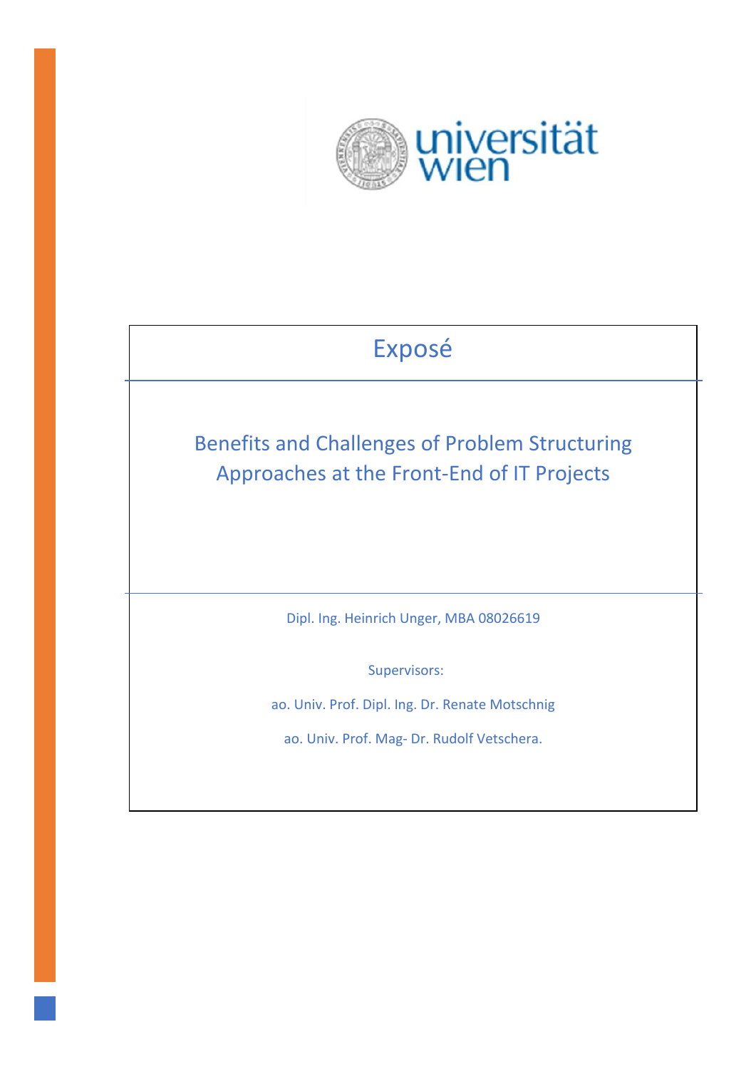universität wien

# Exposé

## Benefits and Challenges of Problem Structuring Approaches at the Front-End of IT Projects

Dipl. Ing. Heinrich Unger, MBA 08026619

Supervisors:

ao. Univ. Prof. Dipl. Ing. Dr. Renate Motschnig

ao. Univ. Prof. Mag- Dr. Rudolf Vetschera.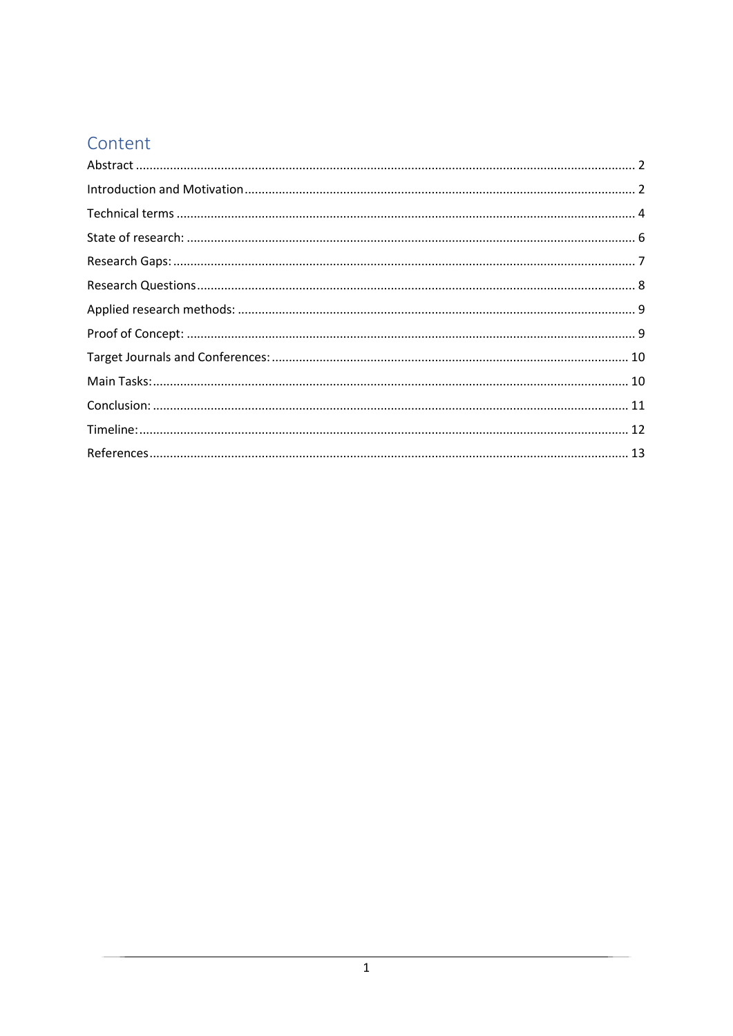## Content

Abstract ........ 2
Introduction and Motivation ........ 2
Technical terms ........ 4
State of research: ........ 6
Research Gaps: ........ 7
Research Questions ........ 8
Applied research methods: ........ 9
Proof of Concept: ........ 9
Target Journals and Conferences: ........ 10
Main Tasks: ........ 10
Conclusion: ........ 11
Timeline: ........ 12
References ........ 13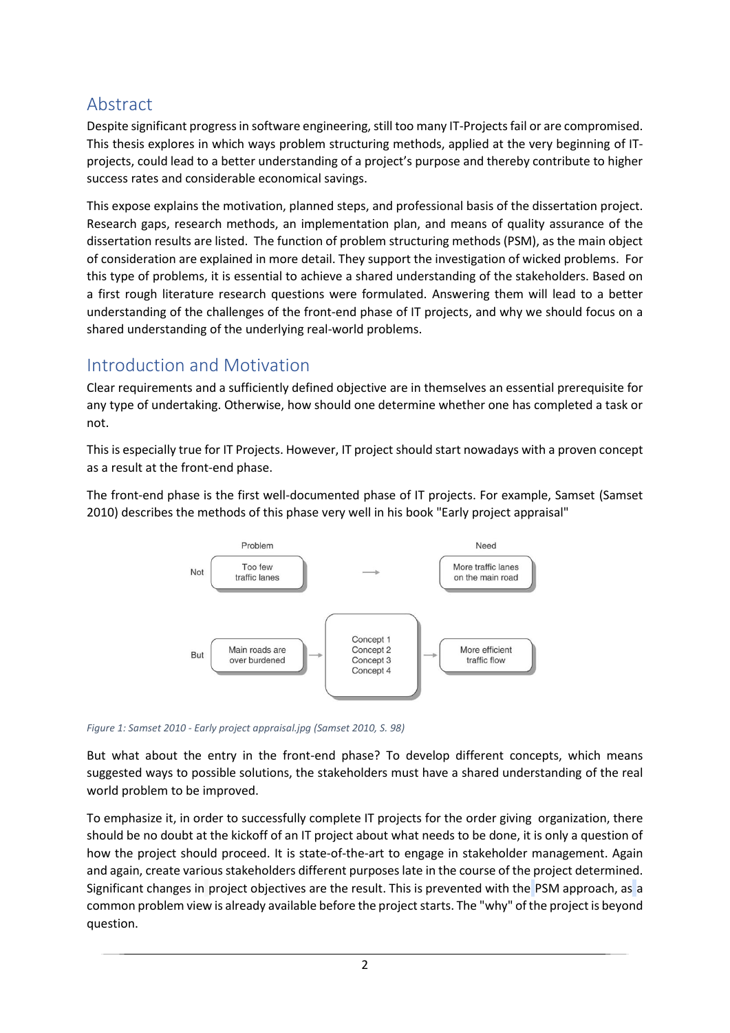## Abstract

Despite significant progress in software engineering, still too many IT-Projects fail or are compromised. This thesis explores in which ways problem structuring methods, applied at the very beginning of IT-projects, could lead to a better understanding of a project's purpose and thereby contribute to higher success rates and considerable economical savings.

This expose explains the motivation, planned steps, and professional basis of the dissertation project. Research gaps, research methods, an implementation plan, and means of quality assurance of the dissertation results are listed. The function of problem structuring methods (PSM), as the main object of consideration are explained in more detail. They support the investigation of wicked problems. For this type of problems, it is essential to achieve a shared understanding of the stakeholders. Based on a first rough literature research questions were formulated. Answering them will lead to a better understanding of the challenges of the front-end phase of IT projects, and why we should focus on a shared understanding of the underlying real-world problems.

## Introduction and Motivation

Clear requirements and a sufficiently defined objective are in themselves an essential prerequisite for any type of undertaking. Otherwise, how should one determine whether one has completed a task or not.

This is especially true for IT Projects. However, IT project should start nowadays with a proven concept as a result at the front-end phase.

The front-end phase is the first well-documented phase of IT projects. For example, Samset (Samset 2010) describes the methods of this phase very well in his book "Early project appraisal"

*Figure 1: Samset 2010 - Early project appraisal.jpg (Samset 2010, S. 98)*

But what about the entry in the front-end phase? To develop different concepts, which means suggested ways to possible solutions, the stakeholders must have a shared understanding of the real world problem to be improved.

To emphasize it, in order to successfully complete IT projects for the order giving organization, there should be no doubt at the kickoff of an IT project about what needs to be done, it is only a question of how the project should proceed. It is state-of-the-art to engage in stakeholder management. Again and again, create various stakeholders different purposes late in the course of the project determined. Significant changes in project objectives are the result. This is prevented with the PSM approach, as a common problem view is already available before the project starts. The "why" of the project is beyond question.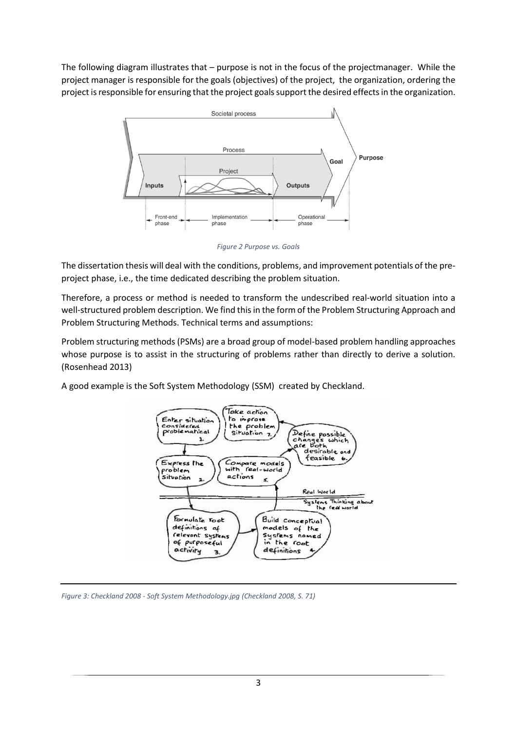The following diagram illustrates that – purpose is not in the focus of the projectmanager. While the project manager is responsible for the goals (objectives) of the project, the organization, ordering the project is responsible for ensuring that the project goals support the desired effects in the organization.

*Figure 2 Purpose vs. Goals*

The dissertation thesis will deal with the conditions, problems, and improvement potentials of the pre-project phase, i.e., the time dedicated describing the problem situation.

Therefore, a process or method is needed to transform the undescribed real-world situation into a well-structured problem description. We find this in the form of the Problem Structuring Approach and Problem Structuring Methods. Technical terms and assumptions:

Problem structuring methods (PSMs) are a broad group of model-based problem handling approaches whose purpose is to assist in the structuring of problems rather than directly to derive a solution. (Rosenhead 2013)

A good example is the Soft System Methodology (SSM) created by Checkland.

*Figure 3: Checkland 2008 - Soft System Methodology.jpg (Checkland 2008, S. 71)*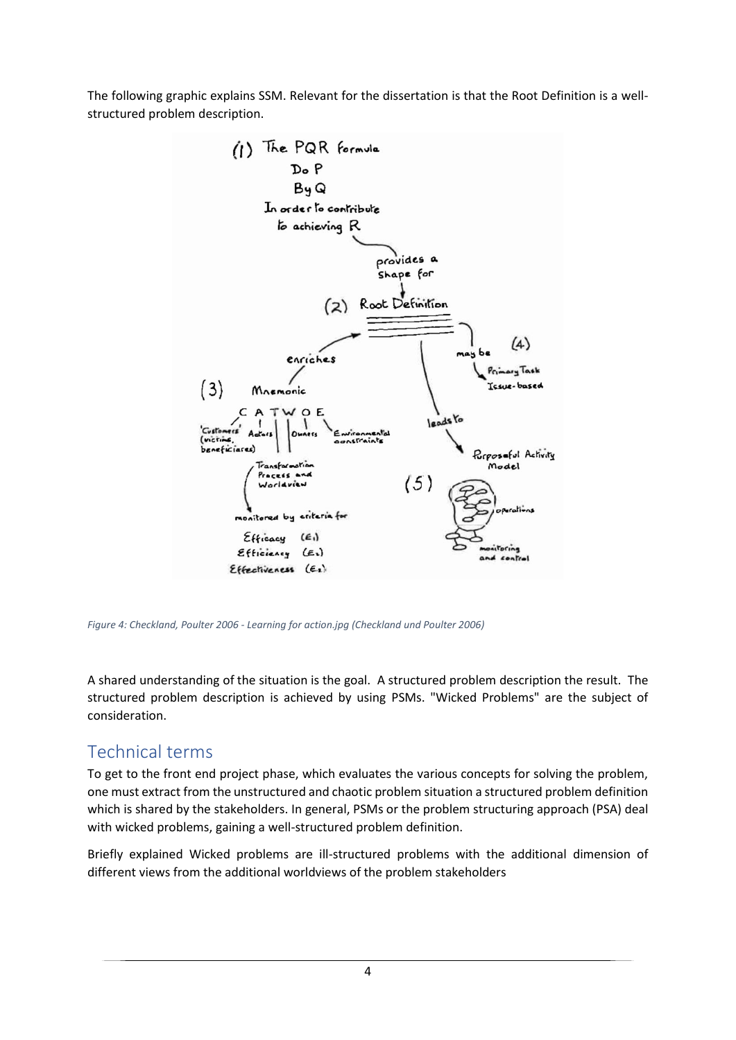The following graphic explains SSM. Relevant for the dissertation is that the Root Definition is a well-structured problem description.

*Figure 4: Checkland, Poulter 2006 - Learning for action.jpg (Checkland und Poulter 2006)*

A shared understanding of the situation is the goal. A structured problem description the result. The structured problem description is achieved by using PSMs. "Wicked Problems" are the subject of consideration.

## Technical terms

To get to the front end project phase, which evaluates the various concepts for solving the problem, one must extract from the unstructured and chaotic problem situation a structured problem definition which is shared by the stakeholders. In general, PSMs or the problem structuring approach (PSA) deal with wicked problems, gaining a well-structured problem definition.

Briefly explained Wicked problems are ill-structured problems with the additional dimension of different views from the additional worldviews of the problem stakeholders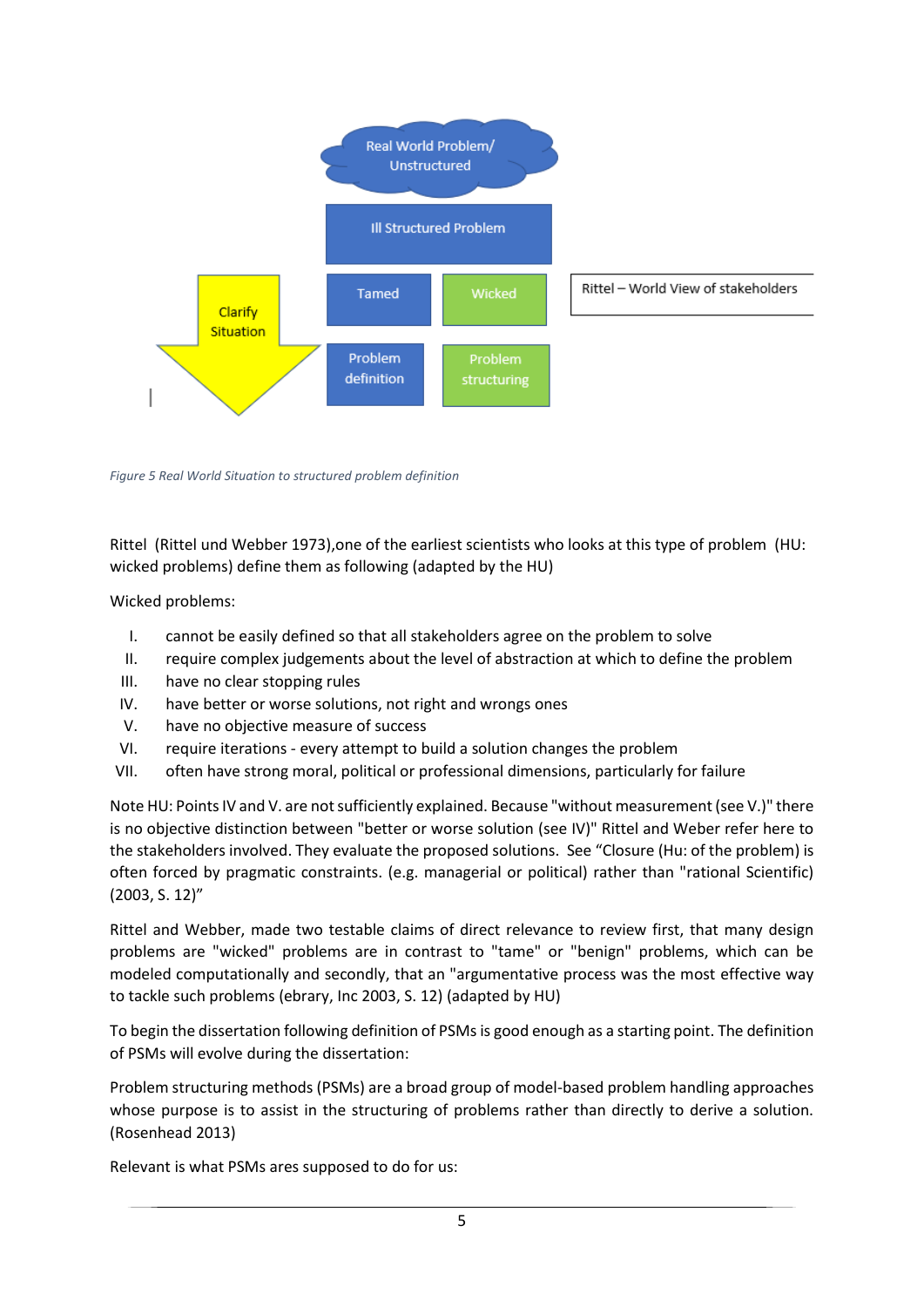Real World Problem/ Unstructured

Ill Structured Problem

Clarify Situation

Tamed

Wicked

Rittel – World View of stakeholders

Problem definition

Problem structuring

*Figure 5 Real World Situation to structured problem definition*

Rittel (Rittel und Webber 1973),one of the earliest scientists who looks at this type of problem (HU: wicked problems) define them as following (adapted by the HU)

Wicked problems:

I. cannot be easily defined so that all stakeholders agree on the problem to solve
II. require complex judgements about the level of abstraction at which to define the problem
III. have no clear stopping rules
IV. have better or worse solutions, not right and wrongs ones
V. have no objective measure of success
VI. require iterations - every attempt to build a solution changes the problem
VII. often have strong moral, political or professional dimensions, particularly for failure

Note HU: Points IV and V. are not sufficiently explained. Because "without measurement (see V.)" there is no objective distinction between "better or worse solution (see IV)" Rittel and Weber refer here to the stakeholders involved. They evaluate the proposed solutions. See "Closure (Hu: of the problem) is often forced by pragmatic constraints. (e.g. managerial or political) rather than "rational Scientific) (2003, S. 12)"

Rittel and Webber, made two testable claims of direct relevance to review first, that many design problems are "wicked" problems are in contrast to "tame" or "benign" problems, which can be modeled computationally and secondly, that an "argumentative process was the most effective way to tackle such problems (ebrary, Inc 2003, S. 12) (adapted by HU)

To begin the dissertation following definition of PSMs is good enough as a starting point. The definition of PSMs will evolve during the dissertation:

Problem structuring methods (PSMs) are a broad group of model-based problem handling approaches whose purpose is to assist in the structuring of problems rather than directly to derive a solution. (Rosenhead 2013)

Relevant is what PSMs ares supposed to do for us: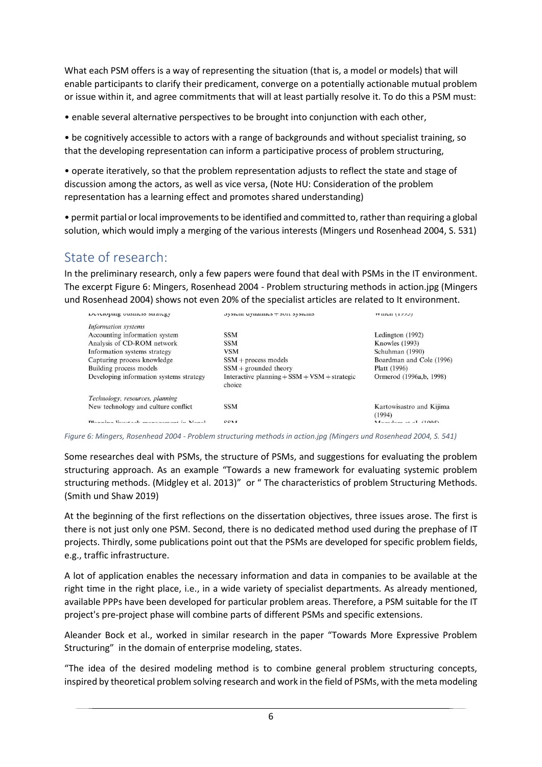What each PSM offers is a way of representing the situation (that is, a model or models) that will enable participants to clarify their predicament, converge on a potentially actionable mutual problem or issue within it, and agree commitments that will at least partially resolve it. To do this a PSM must:

• enable several alternative perspectives to be brought into conjunction with each other,

• be cognitively accessible to actors with a range of backgrounds and without specialist training, so that the developing representation can inform a participative process of problem structuring,

• operate iteratively, so that the problem representation adjusts to reflect the state and stage of discussion among the actors, as well as vice versa, (Note HU: Consideration of the problem representation has a learning effect and promotes shared understanding)

• permit partial or local improvements to be identified and committed to, rather than requiring a global solution, which would imply a merging of the various interests (Mingers und Rosenhead 2004, S. 531)

## State of research:

In the preliminary research, only a few papers were found that deal with PSMs in the IT environment. The excerpt Figure 6: Mingers, Rosenhead 2004 - Problem structuring methods in action.jpg (Mingers und Rosenhead 2004) shows not even 20% of the specialist articles are related to It environment.

| | | |
|---|---|---|
| Developing business strategy | System dynamics + soft systems | Winch (1993) |
| *Information systems* | | |
| Accounting information system | SSM | Ledington (1992) |
| Analysis of CD-ROM network | SSM | Knowles (1993) |
| Information systems strategy | VSM | Schuhman (1990) |
| Capturing process knowledge | SSM + process models | Boardman and Cole (1996) |
| Building process models | SSM + grounded theory | Platt (1996) |
| Developing information systems strategy | Interactive planning + SSM + VSM + strategic choice | Ormerod (1996a,b, 1998) |
| *Technology, resources, planning* | | |
| New technology and culture conflict | SSM | Kartowisastro and Kijima (1994) |
| Planning livestock management in Nepal | SSM | Mengdom et al. (1995) |

*Figure 6: Mingers, Rosenhead 2004 - Problem structuring methods in action.jpg (Mingers und Rosenhead 2004, S. 541)*

Some researches deal with PSMs, the structure of PSMs, and suggestions for evaluating the problem structuring approach. As an example "Towards a new framework for evaluating systemic problem structuring methods. (Midgley et al. 2013)" or " The characteristics of problem Structuring Methods. (Smith und Shaw 2019)

At the beginning of the first reflections on the dissertation objectives, three issues arose. The first is there is not just only one PSM. Second, there is no dedicated method used during the prephase of IT projects. Thirdly, some publications point out that the PSMs are developed for specific problem fields, e.g., traffic infrastructure.

A lot of application enables the necessary information and data in companies to be available at the right time in the right place, i.e., in a wide variety of specialist departments. As already mentioned, available PPPs have been developed for particular problem areas. Therefore, a PSM suitable for the IT project's pre-project phase will combine parts of different PSMs and specific extensions.

Aleander Bock et al., worked in similar research in the paper "Towards More Expressive Problem Structuring" in the domain of enterprise modeling, states.

"The idea of the desired modeling method is to combine general problem structuring concepts, inspired by theoretical problem solving research and work in the field of PSMs, with the meta modeling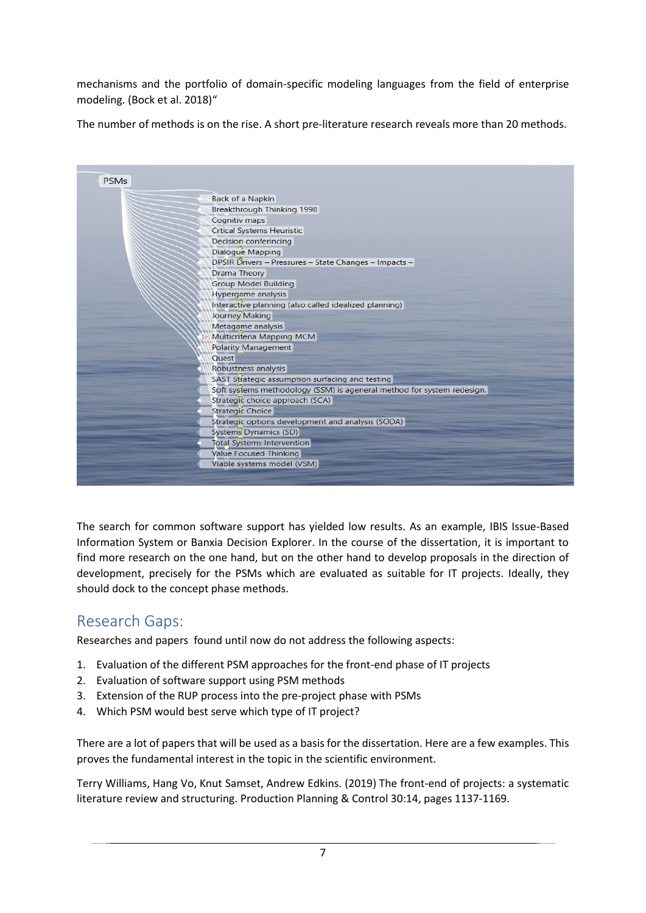mechanisms and the portfolio of domain-specific modeling languages from the field of enterprise modeling. (Bock et al. 2018)"

The number of methods is on the rise. A short pre-literature research reveals more than 20 methods.

PSMs

- Back of a Napkin
- Breakthrough Thinking 1998
- Cognitiv maps
- Crtical Systems Heuristic
- Decision conferincing
- Dialogue Mapping
- DPSIR Drivers – Pressures – State Changes – Impacts –
- Drama Theory
- Group Model Building
- Hypergame analysis
- Interactive planning (also called idealized planning)
- Journey Making
- Metagame analysis
- Multicriteria Mapping MCM
- Polarity Management
- Quest
- Robustness analysis
- SAST Strategic assumption surfacing and testing
- Soft systems methodology (SSM) is ageneral method for system redesign.
- Strategic choice approach (SCA)
- Strategic Choice
- Strategic options development and analysis (SODA)
- Systems Dynamics (SD)
- Total Systems Intervention
- Value Focused Thinking
- Viable systems model (VSM)

The search for common software support has yielded low results. As an example, IBIS Issue-Based Information System or Banxia Decision Explorer. In the course of the dissertation, it is important to find more research on the one hand, but on the other hand to develop proposals in the direction of development, precisely for the PSMs which are evaluated as suitable for IT projects. Ideally, they should dock to the concept phase methods.

## Research Gaps:

Researches and papers found until now do not address the following aspects:

1. Evaluation of the different PSM approaches for the front-end phase of IT projects
2. Evaluation of software support using PSM methods
3. Extension of the RUP process into the pre-project phase with PSMs
4. Which PSM would best serve which type of IT project?

There are a lot of papers that will be used as a basis for the dissertation. Here are a few examples. This proves the fundamental interest in the topic in the scientific environment.

Terry Williams, Hang Vo, Knut Samset, Andrew Edkins. (2019) The front-end of projects: a systematic literature review and structuring. Production Planning & Control 30:14, pages 1137-1169.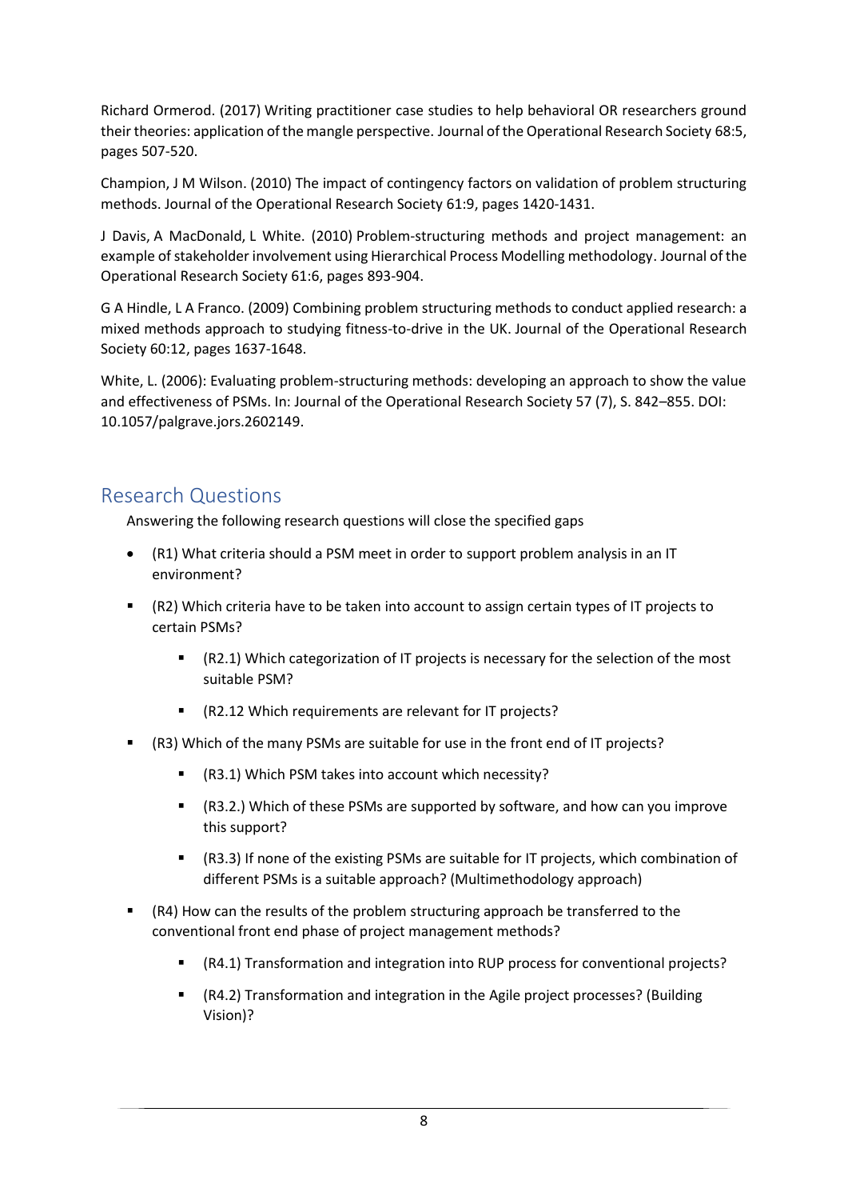Richard Ormerod. (2017) Writing practitioner case studies to help behavioral OR researchers ground their theories: application of the mangle perspective. Journal of the Operational Research Society 68:5, pages 507-520.

Champion, J M Wilson. (2010) The impact of contingency factors on validation of problem structuring methods. Journal of the Operational Research Society 61:9, pages 1420-1431.

J Davis, A MacDonald, L White. (2010) Problem-structuring methods and project management: an example of stakeholder involvement using Hierarchical Process Modelling methodology. Journal of the Operational Research Society 61:6, pages 893-904.

G A Hindle, L A Franco. (2009) Combining problem structuring methods to conduct applied research: a mixed methods approach to studying fitness-to-drive in the UK. Journal of the Operational Research Society 60:12, pages 1637-1648.

White, L. (2006): Evaluating problem-structuring methods: developing an approach to show the value and effectiveness of PSMs. In: Journal of the Operational Research Society 57 (7), S. 842–855. DOI: 10.1057/palgrave.jors.2602149.

## Research Questions

Answering the following research questions will close the specified gaps

- (R1) What criteria should a PSM meet in order to support problem analysis in an IT environment?
- (R2) Which criteria have to be taken into account to assign certain types of IT projects to certain PSMs?
  - (R2.1) Which categorization of IT projects is necessary for the selection of the most suitable PSM?
  - (R2.12 Which requirements are relevant for IT projects?
- (R3) Which of the many PSMs are suitable for use in the front end of IT projects?
  - (R3.1) Which PSM takes into account which necessity?
  - (R3.2.) Which of these PSMs are supported by software, and how can you improve this support?
  - (R3.3) If none of the existing PSMs are suitable for IT projects, which combination of different PSMs is a suitable approach? (Multimethodology approach)
- (R4) How can the results of the problem structuring approach be transferred to the conventional front end phase of project management methods?
  - (R4.1) Transformation and integration into RUP process for conventional projects?
  - (R4.2) Transformation and integration in the Agile project processes? (Building Vision)?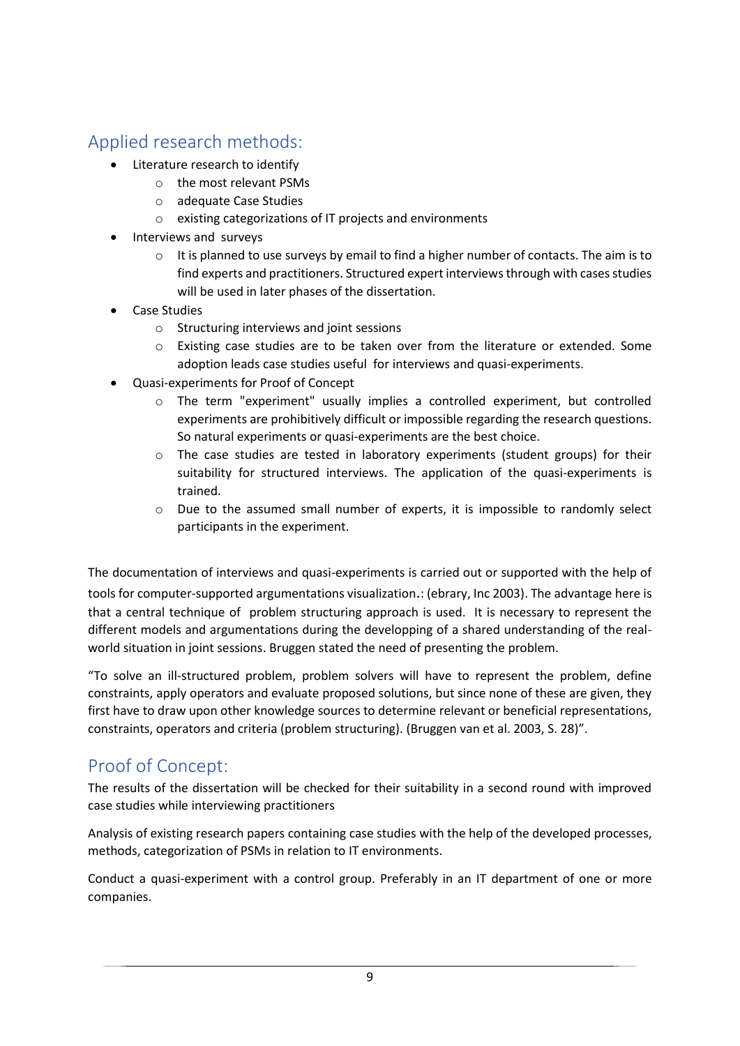## Applied research methods:

- Literature research to identify
  - the most relevant PSMs
  - adequate Case Studies
  - existing categorizations of IT projects and environments
- Interviews and surveys
  - It is planned to use surveys by email to find a higher number of contacts. The aim is to find experts and practitioners. Structured expert interviews through with cases studies will be used in later phases of the dissertation.
- Case Studies
  - Structuring interviews and joint sessions
  - Existing case studies are to be taken over from the literature or extended. Some adoption leads case studies useful for interviews and quasi-experiments.
- Quasi-experiments for Proof of Concept
  - The term "experiment" usually implies a controlled experiment, but controlled experiments are prohibitively difficult or impossible regarding the research questions. So natural experiments or quasi-experiments are the best choice.
  - The case studies are tested in laboratory experiments (student groups) for their suitability for structured interviews. The application of the quasi-experiments is trained.
  - Due to the assumed small number of experts, it is impossible to randomly select participants in the experiment.

The documentation of interviews and quasi-experiments is carried out or supported with the help of tools for computer-supported argumentations visualization.: (ebrary, Inc 2003). The advantage here is that a central technique of problem structuring approach is used. It is necessary to represent the different models and argumentations during the developping of a shared understanding of the real-world situation in joint sessions. Bruggen stated the need of presenting the problem.

"To solve an ill-structured problem, problem solvers will have to represent the problem, define constraints, apply operators and evaluate proposed solutions, but since none of these are given, they first have to draw upon other knowledge sources to determine relevant or beneficial representations, constraints, operators and criteria (problem structuring). (Bruggen van et al. 2003, S. 28)".

## Proof of Concept:

The results of the dissertation will be checked for their suitability in a second round with improved case studies while interviewing practitioners

Analysis of existing research papers containing case studies with the help of the developed processes, methods, categorization of PSMs in relation to IT environments.

Conduct a quasi-experiment with a control group. Preferably in an IT department of one or more companies.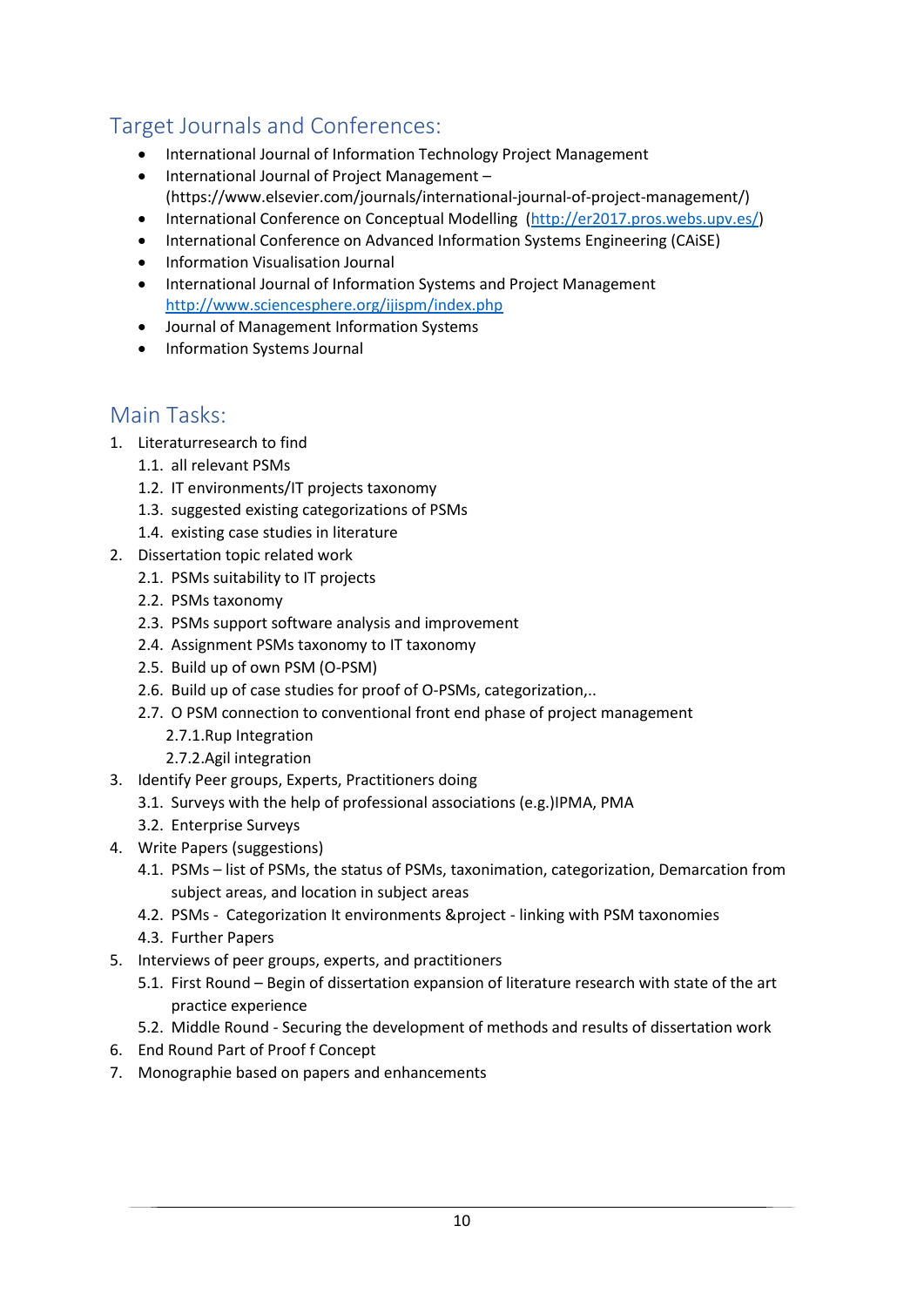## Target Journals and Conferences:

- International Journal of Information Technology Project Management
- International Journal of Project Management – (https://www.elsevier.com/journals/international-journal-of-project-management/)
- International Conference on Conceptual Modelling (http://er2017.pros.webs.upv.es/)
- International Conference on Advanced Information Systems Engineering (CAiSE)
- Information Visualisation Journal
- International Journal of Information Systems and Project Management http://www.sciencesphere.org/ijispm/index.php
- Journal of Management Information Systems
- Information Systems Journal

## Main Tasks:

1. Literaturresearch to find
    1.1. all relevant PSMs
    1.2. IT environments/IT projects taxonomy
    1.3. suggested existing categorizations of PSMs
    1.4. existing case studies in literature
2. Dissertation topic related work
    2.1. PSMs suitability to IT projects
    2.2. PSMs taxonomy
    2.3. PSMs support software analysis and improvement
    2.4. Assignment PSMs taxonomy to IT taxonomy
    2.5. Build up of own PSM (O-PSM)
    2.6. Build up of case studies for proof of O-PSMs, categorization,..
    2.7. O PSM connection to conventional front end phase of project management
        2.7.1. Rup Integration
        2.7.2. Agil integration
3. Identify Peer groups, Experts, Practitioners doing
    3.1. Surveys with the help of professional associations (e.g.)IPMA, PMA
    3.2. Enterprise Surveys
4. Write Papers (suggestions)
    4.1. PSMs – list of PSMs, the status of PSMs, taxonimation, categorization, Demarcation from subject areas, and location in subject areas
    4.2. PSMs - Categorization It environments &project - linking with PSM taxonomies
    4.3. Further Papers
5. Interviews of peer groups, experts, and practitioners
    5.1. First Round – Begin of dissertation expansion of literature research with state of the art practice experience
    5.2. Middle Round - Securing the development of methods and results of dissertation work
6. End Round Part of Proof f Concept
7. Monographie based on papers and enhancements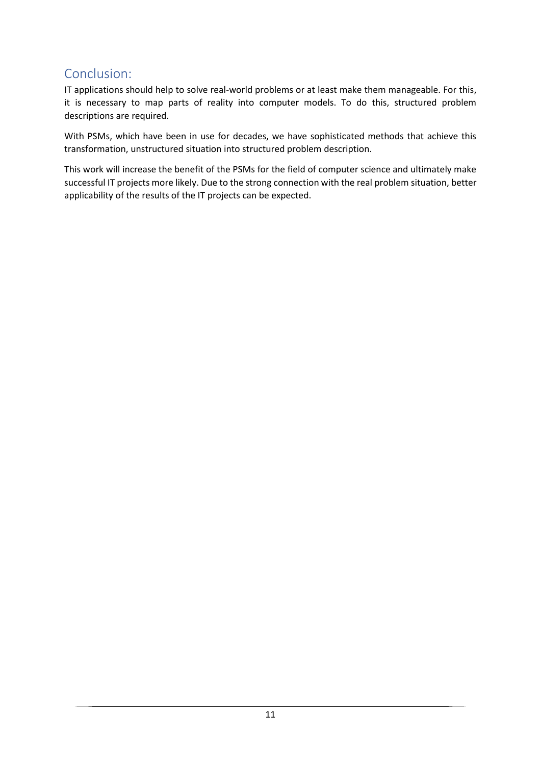## Conclusion:

IT applications should help to solve real-world problems or at least make them manageable. For this, it is necessary to map parts of reality into computer models. To do this, structured problem descriptions are required.

With PSMs, which have been in use for decades, we have sophisticated methods that achieve this transformation, unstructured situation into structured problem description.

This work will increase the benefit of the PSMs for the field of computer science and ultimately make successful IT projects more likely. Due to the strong connection with the real problem situation, better applicability of the results of the IT projects can be expected.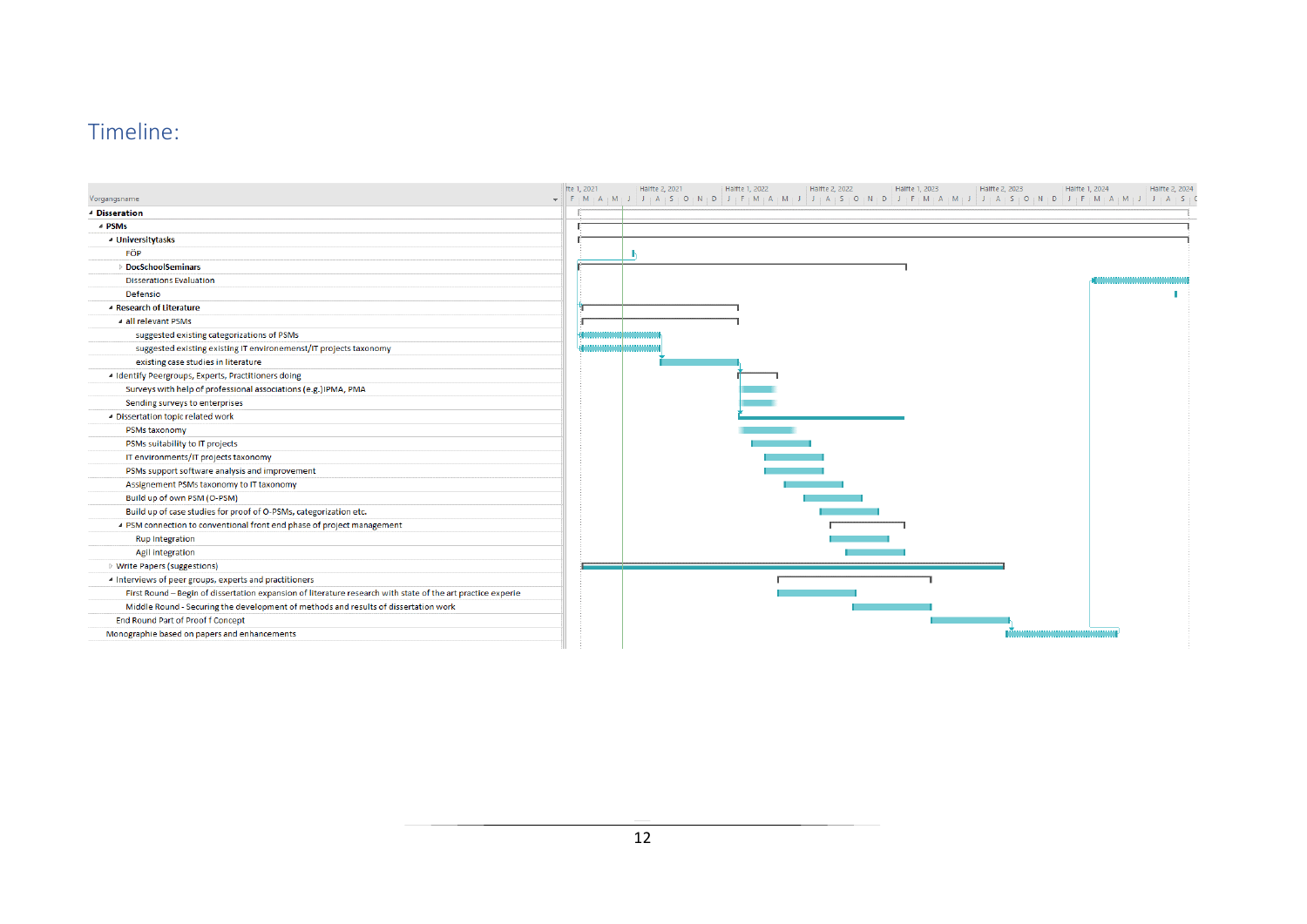## Timeline:

| Vorgangsname |
|---|
| Disseration |
| PSMs |
| Universitytasks |
| FÖP |
| DocSchoolSeminars |
| Disserations Evaluation |
| Defensio |
| Research of Literature |
| all relevant PSMs |
| suggested existing categorizations of PSMs |
| suggested existing existing IT environemenst/IT projects taxonomy |
| existing case studies in literature |
| Identify Peergroups, Experts, Practitioners doing |
| Surveys with help of professional associations (e.g.)IPMA, PMA |
| Sending surveys to enterprises |
| Dissertation topic related work |
| PSMs taxonomy |
| PSMs suitability to IT projects |
| IT environments/IT projects taxonomy |
| PSMs support software analysis and improvement |
| Assignement PSMs taxonomy to IT taxonomy |
| Build up of own PSM (O-PSM) |
| Build up of case studies for proof of O-PSMs, categorization etc. |
| PSM connection to conventional front end phase of project management |
| Rup Integration |
| Agil integration |
| Write Papers (suggestions) |
| Interviews of peer groups, experts and practitioners |
| First Round – Begin of dissertation expansion of literature research with state of the art practice experie |
| Middle Round - Securing the development of methods and results of dissertation work |
| End Round Part of Proof f Concept |
| Monographie based on papers and enhancements |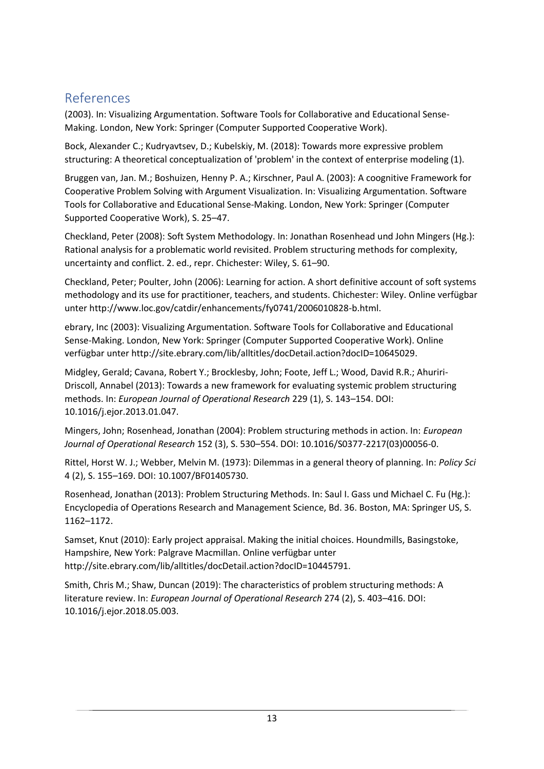## References

(2003). In: Visualizing Argumentation. Software Tools for Collaborative and Educational Sense-Making. London, New York: Springer (Computer Supported Cooperative Work).

Bock, Alexander C.; Kudryavtsev, D.; Kubelskiy, M. (2018): Towards more expressive problem structuring: A theoretical conceptualization of 'problem' in the context of enterprise modeling (1).

Bruggen van, Jan. M.; Boshuizen, Henny P. A.; Kirschner, Paul A. (2003): A coognitive Framework for Cooperative Problem Solving with Argument Visualization. In: Visualizing Argumentation. Software Tools for Collaborative and Educational Sense-Making. London, New York: Springer (Computer Supported Cooperative Work), S. 25–47.

Checkland, Peter (2008): Soft System Methodology. In: Jonathan Rosenhead und John Mingers (Hg.): Rational analysis for a problematic world revisited. Problem structuring methods for complexity, uncertainty and conflict. 2. ed., repr. Chichester: Wiley, S. 61–90.

Checkland, Peter; Poulter, John (2006): Learning for action. A short definitive account of soft systems methodology and its use for practitioner, teachers, and students. Chichester: Wiley. Online verfügbar unter http://www.loc.gov/catdir/enhancements/fy0741/2006010828-b.html.

ebrary, Inc (2003): Visualizing Argumentation. Software Tools for Collaborative and Educational Sense-Making. London, New York: Springer (Computer Supported Cooperative Work). Online verfügbar unter http://site.ebrary.com/lib/alltitles/docDetail.action?docID=10645029.

Midgley, Gerald; Cavana, Robert Y.; Brocklesby, John; Foote, Jeff L.; Wood, David R.R.; Ahuriri-Driscoll, Annabel (2013): Towards a new framework for evaluating systemic problem structuring methods. In: *European Journal of Operational Research* 229 (1), S. 143–154. DOI: 10.1016/j.ejor.2013.01.047.

Mingers, John; Rosenhead, Jonathan (2004): Problem structuring methods in action. In: *European Journal of Operational Research* 152 (3), S. 530–554. DOI: 10.1016/S0377-2217(03)00056-0.

Rittel, Horst W. J.; Webber, Melvin M. (1973): Dilemmas in a general theory of planning. In: *Policy Sci* 4 (2), S. 155–169. DOI: 10.1007/BF01405730.

Rosenhead, Jonathan (2013): Problem Structuring Methods. In: Saul I. Gass und Michael C. Fu (Hg.): Encyclopedia of Operations Research and Management Science, Bd. 36. Boston, MA: Springer US, S. 1162–1172.

Samset, Knut (2010): Early project appraisal. Making the initial choices. Houndmills, Basingstoke, Hampshire, New York: Palgrave Macmillan. Online verfügbar unter http://site.ebrary.com/lib/alltitles/docDetail.action?docID=10445791.

Smith, Chris M.; Shaw, Duncan (2019): The characteristics of problem structuring methods: A literature review. In: *European Journal of Operational Research* 274 (2), S. 403–416. DOI: 10.1016/j.ejor.2018.05.003.